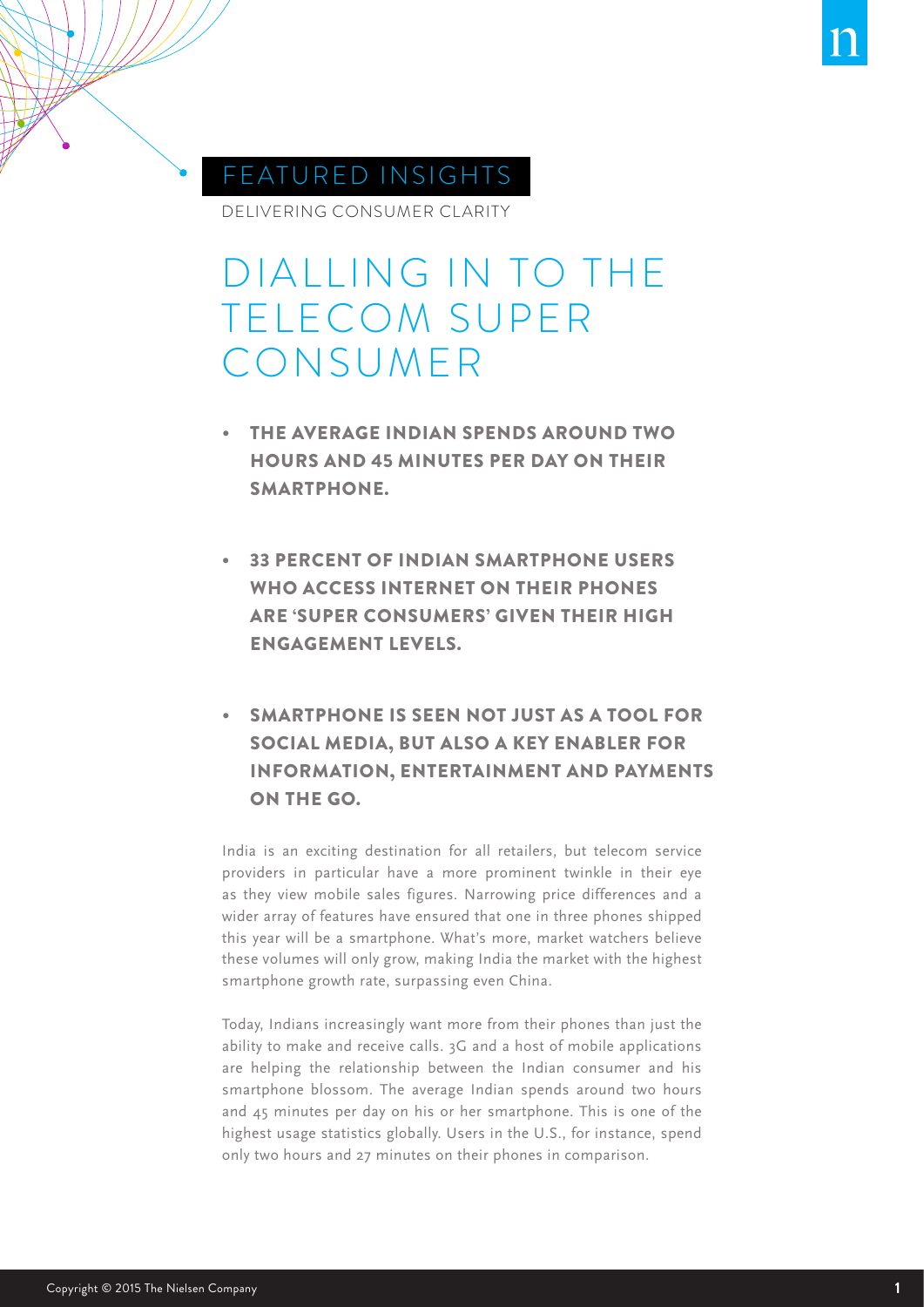FEATURED INSIGHTS

DELIVERING CONSUMER CLARITY

# DIALLING IN TO THE TELECOM SUPER CONSUMER

- **THE AVERAGE INDIAN SPENDS AROUND TWO HOURS AND 45 MINUTES PER DAY ON THEIR SMARTPHONE.**
- **33 PERCENT OF INDIAN SMARTPHONE USERS WHO ACCESS INTERNET ON THEIR PHONES ARE 'SUPER CONSUMERS' GIVEN THEIR HIGH ENGAGEMENT LEVELS.**
- **SMARTPHONE IS SEEN NOT JUST AS A TOOL FOR SOCIAL MEDIA, BUT ALSO A KEY ENABLER FOR INFORMATION, ENTERTAINMENT AND PAYMENTS ON THE GO.**

India is an exciting destination for all retailers, but telecom service providers in particular have a more prominent twinkle in their eye as they view mobile sales figures. Narrowing price differences and a wider array of features have ensured that one in three phones shipped this year will be a smartphone. What's more, market watchers believe these volumes will only grow, making India the market with the highest smartphone growth rate, surpassing even China.

Today, Indians increasingly want more from their phones than just the ability to make and receive calls. 3G and a host of mobile applications are helping the relationship between the Indian consumer and his smartphone blossom. The average Indian spends around two hours and 45 minutes per day on his or her smartphone. This is one of the highest usage statistics globally. Users in the U.S., for instance, spend only two hours and 27 minutes on their phones in comparison.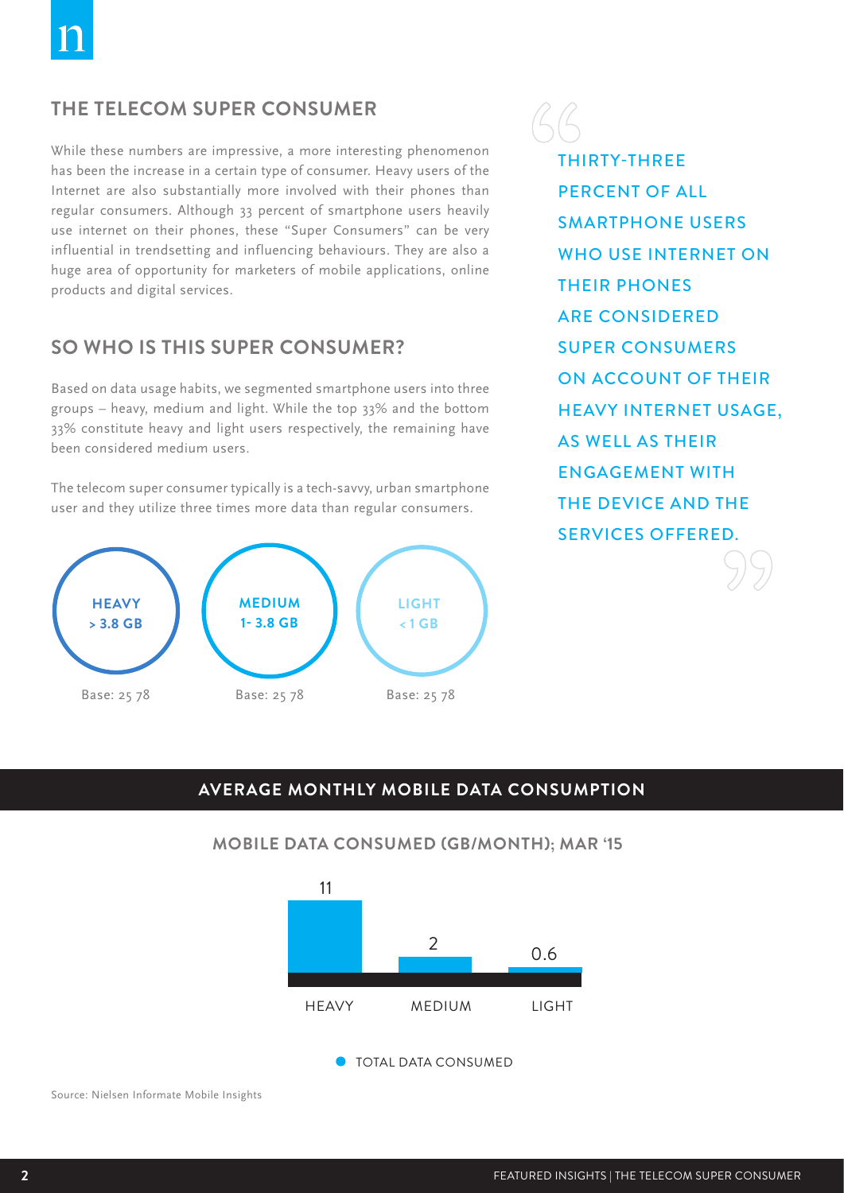## THE TELECOM SUPER CONSUMER

While these numbers are impressive, a more interesting phenomenon has been the increase in a certain type of consumer. Heavy users of the Internet are also substantially more involved with their phones than regular consumers. Although 33 percent of smartphone users heavily use internet on their phones, these "Super Consumers" can be very influential in trendsetting and influencing behaviours. They are also a huge area of opportunity for marketers of mobile applications, online products and digital services.

## SO WHO IS THIS SUPER CONSUMER?

Based on data usage habits, we segmented smartphone users into three groups – heavy, medium and light. While the top 33% and the bottom 33% constitute heavy and light users respectively, the remaining have been considered medium users.

The telecom super consumer typically is a tech-savvy, urban smartphone user and they utilize three times more data than regular consumers.

| HEAVY | MEDIUM | LIGHT |
|---|---|---|
| > 3.8 GB | 1- 3.8 GB | < 1 GB |
| Base: 25 78 | Base: 25 78 | Base: 25 78 |

> THIRTY-THREE PERCENT OF ALL SMARTPHONE USERS WHO USE INTERNET ON THEIR PHONES ARE CONSIDERED SUPER CONSUMERS ON ACCOUNT OF THEIR HEAVY INTERNET USAGE, AS WELL AS THEIR ENGAGEMENT WITH THE DEVICE AND THE SERVICES OFFERED.

## AVERAGE MONTHLY MOBILE DATA CONSUMPTION

### MOBILE DATA CONSUMED (GB/MONTH); MAR '15

| | HEAVY | MEDIUM | LIGHT |
|---|---|---|---|
| TOTAL DATA CONSUMED | 11 | 2 | 0.6 |

Source: Nielsen Informate Mobile Insights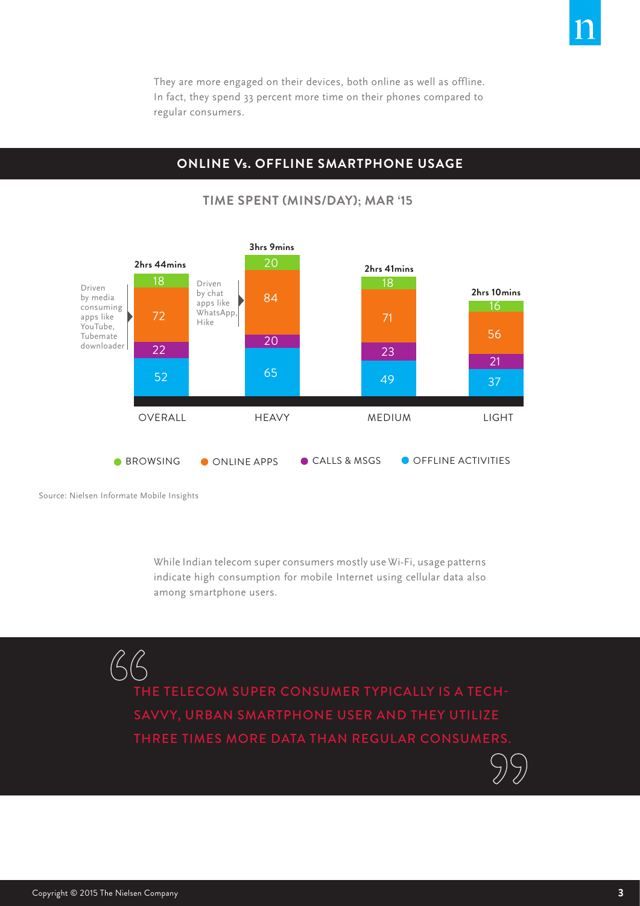They are more engaged on their devices, both online as well as offline. In fact, they spend 33 percent more time on their phones compared to regular consumers.

## ONLINE Vs. OFFLINE SMARTPHONE USAGE

### TIME SPENT (MINS/DAY); MAR '15

| | OVERALL | HEAVY | MEDIUM | LIGHT |
|---|---|---|---|---|
| Total | 2hrs 44mins | 3hrs 9mins | 2hrs 41mins | 2hrs 10mins |
| BROWSING | 18 | 20 | 18 | 16 |
| ONLINE APPS | 72 | 84 | 71 | 56 |
| CALLS & MSGS | 22 | 20 | 23 | 21 |
| OFFLINE ACTIVITIES | 52 | 65 | 49 | 37 |

Overall online apps: Driven by media consuming apps like YouTube, Tubemate downloader

Heavy online apps: Driven by chat apps like WhatsApp, Hike

Source: Nielsen Informate Mobile Insights

While Indian telecom super consumers mostly use Wi-Fi, usage patterns indicate high consumption for mobile Internet using cellular data also among smartphone users.

> "THE TELECOM SUPER CONSUMER TYPICALLY IS A TECH-SAVVY, URBAN SMARTPHONE USER AND THEY UTILIZE THREE TIMES MORE DATA THAN REGULAR CONSUMERS."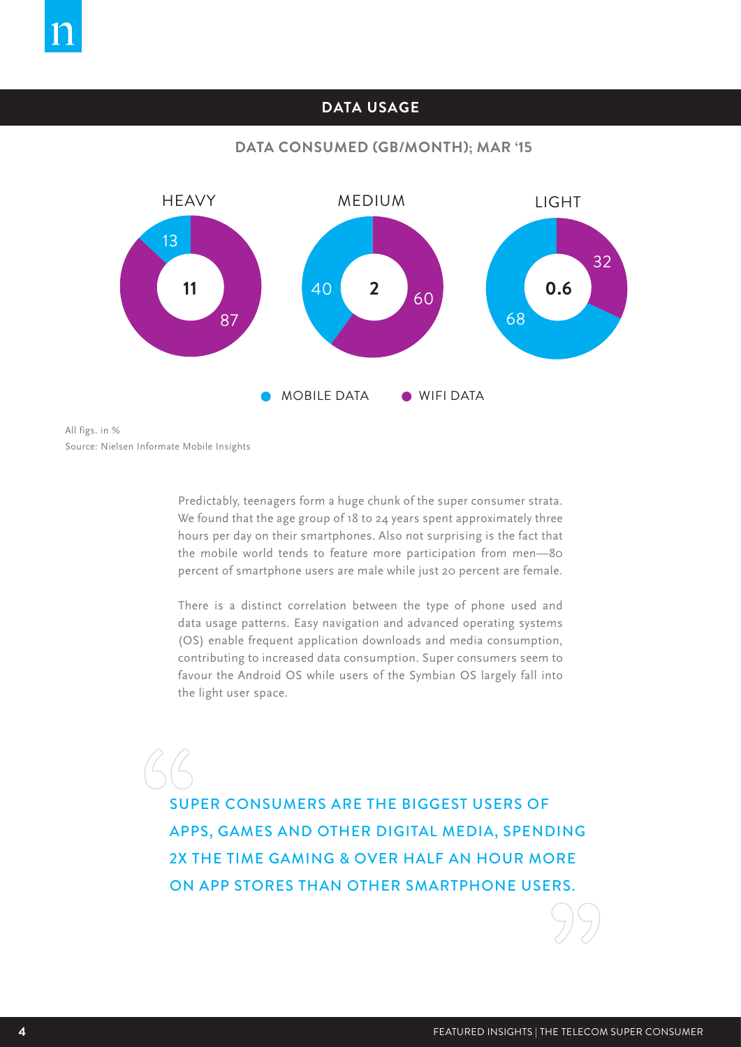## DATA USAGE

### DATA CONSUMED (GB/MONTH); MAR '15

| | HEAVY | MEDIUM | LIGHT |
|---|---|---|---|
| Data consumed (GB/month) | 11 | 2 | 0.6 |
| MOBILE DATA | 13 | 40 | 68 |
| WIFI DATA | 87 | 60 | 32 |

All figs. in %

Source: Nielsen Informate Mobile Insights

Predictably, teenagers form a huge chunk of the super consumer strata. We found that the age group of 18 to 24 years spent approximately three hours per day on their smartphones. Also not surprising is the fact that the mobile world tends to feature more participation from men—80 percent of smartphone users are male while just 20 percent are female.

There is a distinct correlation between the type of phone used and data usage patterns. Easy navigation and advanced operating systems (OS) enable frequent application downloads and media consumption, contributing to increased data consumption. Super consumers seem to favour the Android OS while users of the Symbian OS largely fall into the light user space.

> "SUPER CONSUMERS ARE THE BIGGEST USERS OF APPS, GAMES AND OTHER DIGITAL MEDIA, SPENDING 2X THE TIME GAMING & OVER HALF AN HOUR MORE ON APP STORES THAN OTHER SMARTPHONE USERS."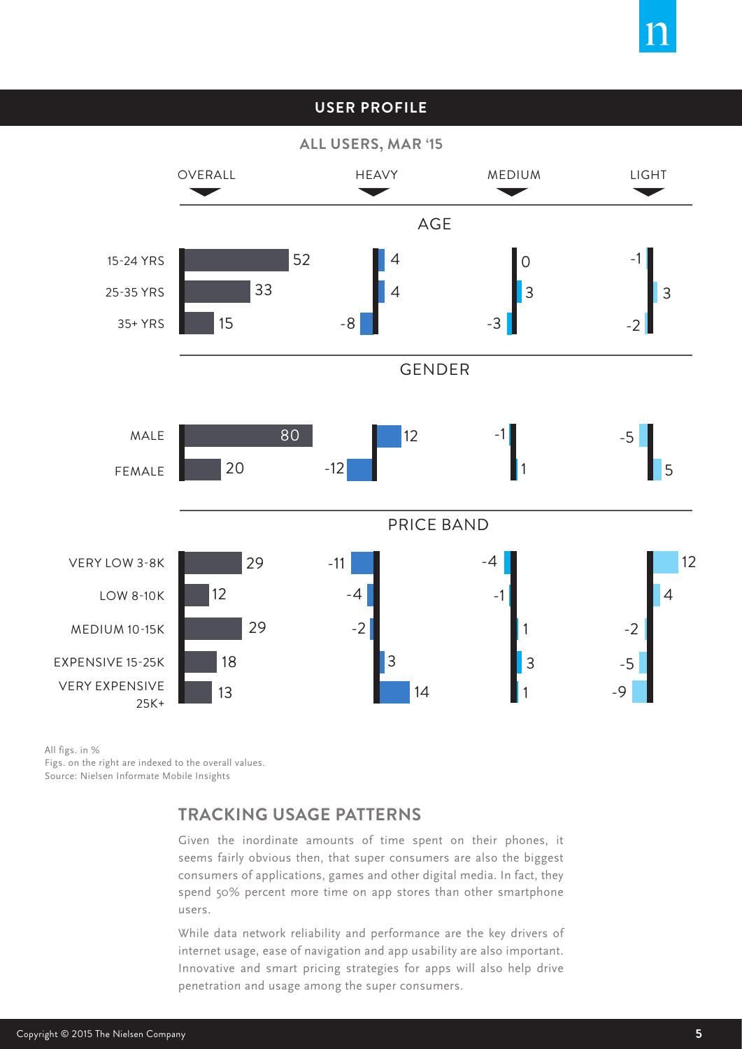## USER PROFILE

### ALL USERS, MAR '15

| | OVERALL | HEAVY | MEDIUM | LIGHT |
|---|---|---|---|---|
| **AGE** | | | | |
| 15-24 YRS | 52 | 4 | 0 | -1 |
| 25-35 YRS | 33 | 4 | 3 | 3 |
| 35+ YRS | 15 | -8 | -3 | -2 |
| **GENDER** | | | | |
| MALE | 80 | 12 | -1 | -5 |
| FEMALE | 20 | -12 | 1 | 5 |
| **PRICE BAND** | | | | |
| VERY LOW 3-8K | 29 | -11 | -4 | 12 |
| LOW 8-10K | 12 | -4 | -1 | 4 |
| MEDIUM 10-15K | 29 | -2 | 1 | -2 |
| EXPENSIVE 15-25K | 18 | 3 | 3 | -5 |
| VERY EXPENSIVE 25K+ | 13 | 14 | 1 | -9 |

All figs. in %
Figs. on the right are indexed to the overall values.
Source: Nielsen Informate Mobile Insights

## TRACKING USAGE PATTERNS

Given the inordinate amounts of time spent on their phones, it seems fairly obvious then, that super consumers are also the biggest consumers of applications, games and other digital media. In fact, they spend 50% percent more time on app stores than other smartphone users.

While data network reliability and performance are the key drivers of internet usage, ease of navigation and app usability are also important. Innovative and smart pricing strategies for apps will also help drive penetration and usage among the super consumers.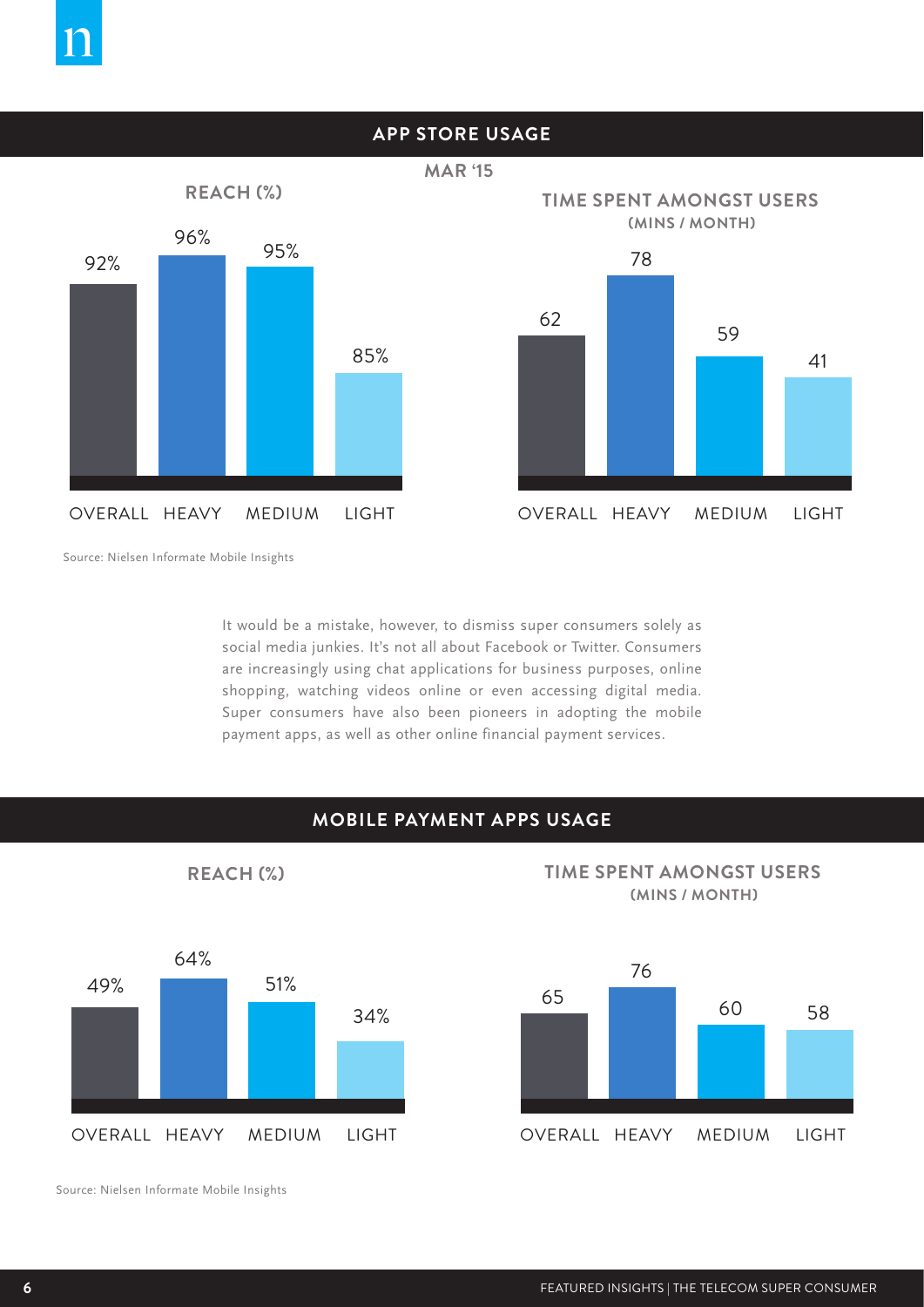## APP STORE USAGE

MAR '15

**REACH (%)**

| OVERALL | HEAVY | MEDIUM | LIGHT |
|---|---|---|---|
| 92% | 96% | 95% | 85% |

**TIME SPENT AMONGST USERS (MINS / MONTH)**

| OVERALL | HEAVY | MEDIUM | LIGHT |
|---|---|---|---|
| 62 | 78 | 59 | 41 |

Source: Nielsen Informate Mobile Insights

It would be a mistake, however, to dismiss super consumers solely as social media junkies. It's not all about Facebook or Twitter. Consumers are increasingly using chat applications for business purposes, online shopping, watching videos online or even accessing digital media. Super consumers have also been pioneers in adopting the mobile payment apps, as well as other online financial payment services.

## MOBILE PAYMENT APPS USAGE

**REACH (%)**

| OVERALL | HEAVY | MEDIUM | LIGHT |
|---|---|---|---|
| 49% | 64% | 51% | 34% |

**TIME SPENT AMONGST USERS (MINS / MONTH)**

| OVERALL | HEAVY | MEDIUM | LIGHT |
|---|---|---|---|
| 65 | 76 | 60 | 58 |

Source: Nielsen Informate Mobile Insights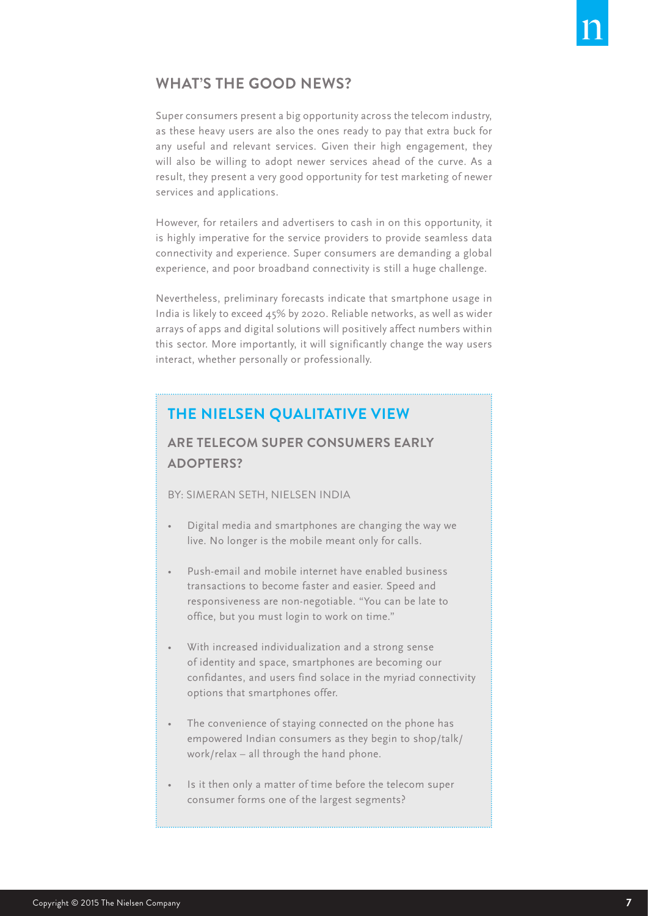## WHAT'S THE GOOD NEWS?

Super consumers present a big opportunity across the telecom industry, as these heavy users are also the ones ready to pay that extra buck for any useful and relevant services. Given their high engagement, they will also be willing to adopt newer services ahead of the curve. As a result, they present a very good opportunity for test marketing of newer services and applications.

However, for retailers and advertisers to cash in on this opportunity, it is highly imperative for the service providers to provide seamless data connectivity and experience. Super consumers are demanding a global experience, and poor broadband connectivity is still a huge challenge.

Nevertheless, preliminary forecasts indicate that smartphone usage in India is likely to exceed 45% by 2020. Reliable networks, as well as wider arrays of apps and digital solutions will positively affect numbers within this sector. More importantly, it will significantly change the way users interact, whether personally or professionally.

## THE NIELSEN QUALITATIVE VIEW

### ARE TELECOM SUPER CONSUMERS EARLY ADOPTERS?

BY: SIMERAN SETH, NIELSEN INDIA

- Digital media and smartphones are changing the way we live. No longer is the mobile meant only for calls.
- Push-email and mobile internet have enabled business transactions to become faster and easier. Speed and responsiveness are non-negotiable. "You can be late to office, but you must login to work on time."
- With increased individualization and a strong sense of identity and space, smartphones are becoming our confidantes, and users find solace in the myriad connectivity options that smartphones offer.
- The convenience of staying connected on the phone has empowered Indian consumers as they begin to shop/talk/work/relax – all through the hand phone.
- Is it then only a matter of time before the telecom super consumer forms one of the largest segments?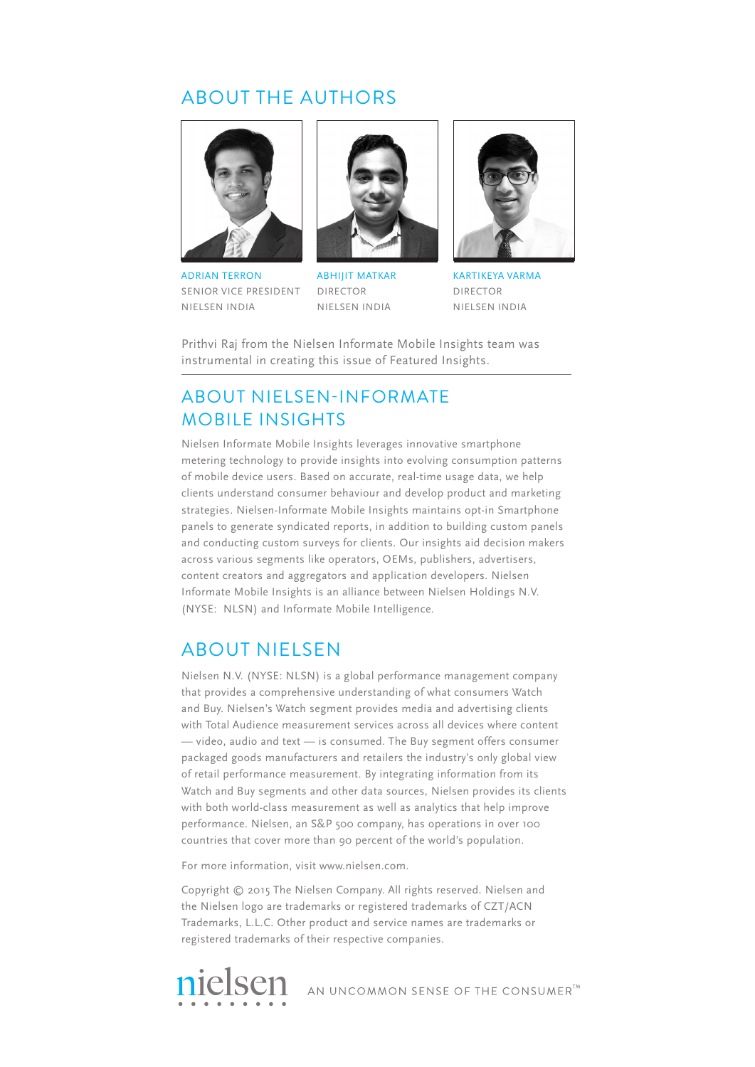## ABOUT THE AUTHORS

ADRIAN TERRON
SENIOR VICE PRESIDENT
NIELSEN INDIA

ABHIJIT MATKAR
DIRECTOR
NIELSEN INDIA

KARTIKEYA VARMA
DIRECTOR
NIELSEN INDIA

Prithvi Raj from the Nielsen Informate Mobile Insights team was instrumental in creating this issue of Featured Insights.

## ABOUT NIELSEN-INFORMATE MOBILE INSIGHTS

Nielsen Informate Mobile Insights leverages innovative smartphone metering technology to provide insights into evolving consumption patterns of mobile device users. Based on accurate, real-time usage data, we help clients understand consumer behaviour and develop product and marketing strategies. Nielsen-Informate Mobile Insights maintains opt-in Smartphone panels to generate syndicated reports, in addition to building custom panels and conducting custom surveys for clients. Our insights aid decision makers across various segments like operators, OEMs, publishers, advertisers, content creators and aggregators and application developers. Nielsen Informate Mobile Insights is an alliance between Nielsen Holdings N.V. (NYSE: NLSN) and Informate Mobile Intelligence.

## ABOUT NIELSEN

Nielsen N.V. (NYSE: NLSN) is a global performance management company that provides a comprehensive understanding of what consumers Watch and Buy. Nielsen's Watch segment provides media and advertising clients with Total Audience measurement services across all devices where content — video, audio and text — is consumed. The Buy segment offers consumer packaged goods manufacturers and retailers the industry's only global view of retail performance measurement. By integrating information from its Watch and Buy segments and other data sources, Nielsen provides its clients with both world-class measurement as well as analytics that help improve performance. Nielsen, an S&P 500 company, has operations in over 100 countries that cover more than 90 percent of the world's population.

For more information, visit www.nielsen.com.

Copyright © 2015 The Nielsen Company. All rights reserved. Nielsen and the Nielsen logo are trademarks or registered trademarks of CZT/ACN Trademarks, L.L.C. Other product and service names are trademarks or registered trademarks of their respective companies.

nielsen

AN UNCOMMON SENSE OF THE CONSUMER™